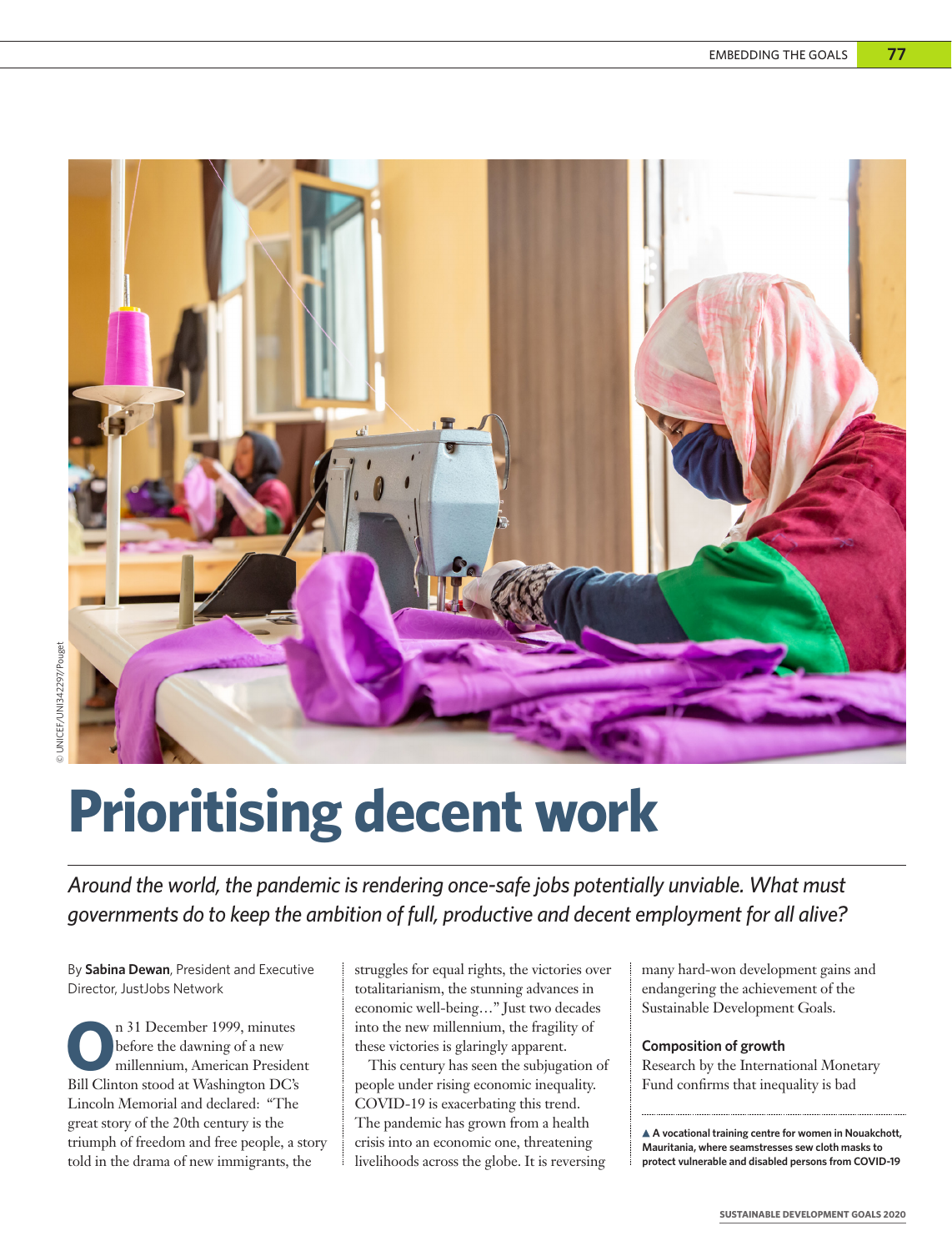# Prioritising decent work

*Around the world, the pandemic is rendering once-safe jobs potentially unviable. What must governments do to keep the ambition of full, productive and decent employment for all alive?*

By **Sabina Dewan**, President and Executive Director, JustJobs Network

On 31 December 1999, minutes before the dawning of a new millennium, American President Bill Clinton stood at Washington DC's Lincoln Memorial and declared: "The great story of the 20th century is the triumph of freedom and free people, a story told in the drama of new immigrants, the struggles for equal rights, the victories over totalitarianism, the stunning advances in economic well-being…" Just two decades into the new millennium, the fragility of these victories is glaringly apparent.

This century has seen the subjugation of people under rising economic inequality. COVID-19 is exacerbating this trend. The pandemic has grown from a health crisis into an economic one, threatening livelihoods across the globe. It is reversing many hard-won development gains and endangering the achievement of the Sustainable Development Goals.

## Composition of growth

Research by the International Monetary Fund confirms that inequality is bad

▲ A vocational training centre for women in Nouakchott, Mauritania, where seamstresses sew cloth masks to protect vulnerable and disabled persons from COVID-19

© UNICEF/UNI342297/Pouget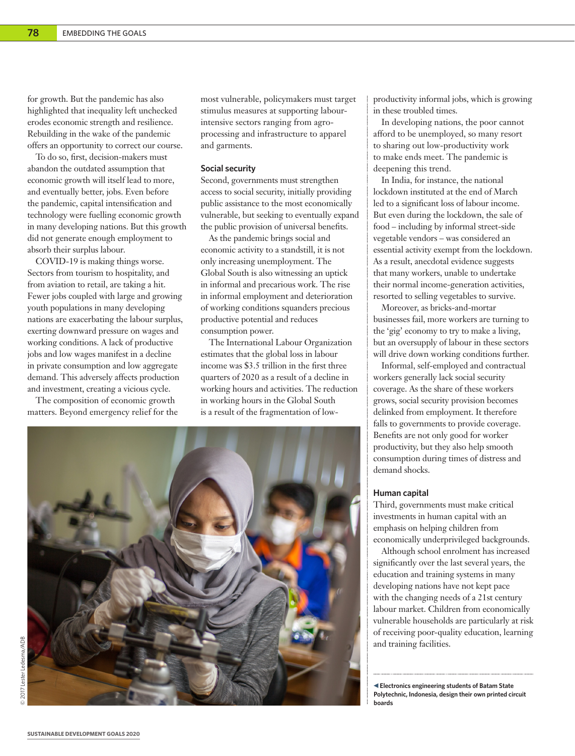for growth. But the pandemic has also highlighted that inequality left unchecked erodes economic strength and resilience. Rebuilding in the wake of the pandemic offers an opportunity to correct our course.

To do so, first, decision-makers must abandon the outdated assumption that economic growth will itself lead to more, and eventually better, jobs. Even before the pandemic, capital intensification and technology were fuelling economic growth in many developing nations. But this growth did not generate enough employment to absorb their surplus labour.

COVID-19 is making things worse. Sectors from tourism to hospitality, and from aviation to retail, are taking a hit. Fewer jobs coupled with large and growing youth populations in many developing nations are exacerbating the labour surplus, exerting downward pressure on wages and working conditions. A lack of productive jobs and low wages manifest in a decline in private consumption and low aggregate demand. This adversely affects production and investment, creating a vicious cycle.

The composition of economic growth matters. Beyond emergency relief for the most vulnerable, policymakers must target stimulus measures at supporting labour-intensive sectors ranging from agro-processing and infrastructure to apparel and garments.

### Social security

Second, governments must strengthen access to social security, initially providing public assistance to the most economically vulnerable, but seeking to eventually expand the public provision of universal benefits.

As the pandemic brings social and economic activity to a standstill, it is not only increasing unemployment. The Global South is also witnessing an uptick in informal and precarious work. The rise in informal employment and deterioration of working conditions squanders precious productive potential and reduces consumption power.

The International Labour Organization estimates that the global loss in labour income was $3.5 trillion in the first three quarters of 2020 as a result of a decline in working hours and activities. The reduction in working hours in the Global South is a result of the fragmentation of low-productivity informal jobs, which is growing in these troubled times.

In developing nations, the poor cannot afford to be unemployed, so many resort to sharing out low-productivity work to make ends meet. The pandemic is deepening this trend.

In India, for instance, the national lockdown instituted at the end of March led to a significant loss of labour income. But even during the lockdown, the sale of food – including by informal street-side vegetable vendors – was considered an essential activity exempt from the lockdown. As a result, anecdotal evidence suggests that many workers, unable to undertake their normal income-generation activities, resorted to selling vegetables to survive.

Moreover, as bricks-and-mortar businesses fail, more workers are turning to the 'gig' economy to try to make a living, but an oversupply of labour in these sectors will drive down working conditions further.

Informal, self-employed and contractual workers generally lack social security coverage. As the share of these workers grows, social security provision becomes delinked from employment. It therefore falls to governments to provide coverage. Benefits are not only good for worker productivity, but they also help smooth consumption during times of distress and demand shocks.

### Human capital

Third, governments must make critical investments in human capital with an emphasis on helping children from economically underprivileged backgrounds.

Although school enrolment has increased significantly over the last several years, the education and training systems in many developing nations have not kept pace with the changing needs of a 21st century labour market. Children from economically vulnerable households are particularly at risk of receiving poor-quality education, learning and training facilities.

**◀ Electronics engineering students of Batam State Polytechnic, Indonesia, design their own printed circuit boards**

© 2017 Lester Ledesma/ADB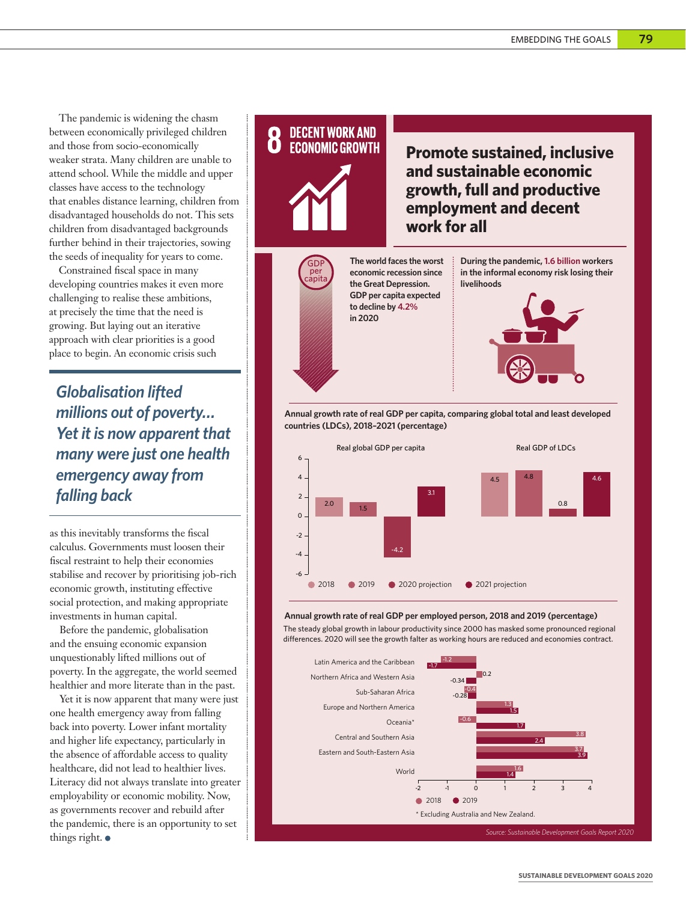The pandemic is widening the chasm between economically privileged children and those from socio-economically weaker strata. Many children are unable to attend school. While the middle and upper classes have access to the technology that enables distance learning, children from disadvantaged households do not. This sets children from disadvantaged backgrounds further behind in their trajectories, sowing the seeds of inequality for years to come.

Constrained fiscal space in many developing countries makes it even more challenging to realise these ambitions, at precisely the time that the need is growing. But laying out an iterative approach with clear priorities is a good place to begin. An economic crisis such as this inevitably transforms the fiscal calculus. Governments must loosen their fiscal restraint to help their economies stabilise and recover by prioritising job-rich economic growth, instituting effective social protection, and making appropriate investments in human capital.

> *Globalisation lifted millions out of poverty... Yet it is now apparent that many were just one health emergency away from falling back*

Before the pandemic, globalisation and the ensuing economic expansion unquestionably lifted millions out of poverty. In the aggregate, the world seemed healthier and more literate than in the past.

Yet it is now apparent that many were just one health emergency away from falling back into poverty. Lower infant mortality and higher life expectancy, particularly in the absence of affordable access to quality healthcare, did not lead to healthier lives. Literacy did not always translate into greater employability or economic mobility. Now, as governments recover and rebuild after the pandemic, there is an opportunity to set things right. ●

## 8 DECENT WORK AND ECONOMIC GROWTH

## Promote sustained, inclusive and sustainable economic growth, full and productive employment and decent work for all

GDP per capita

**The world faces the worst economic recession since the Great Depression. GDP per capita expected to decline by 4.2% in 2020**

**During the pandemic, 1.6 billion workers in the informal economy risk losing their livelihoods**

**Annual growth rate of real GDP per capita, comparing global total and least developed countries (LDCs), 2018–2021 (percentage)**

Real global GDP per capita
Real GDP of LDCs
6
4
2
0
-2
-4
-6
2.0
1.5
-4.2
3.1
4.5
4.8
0.8
4.6
2018
2019
2020 projection
2021 projection

**Annual growth rate of real GDP per employed person, 2018 and 2019 (percentage)**

The steady global growth in labour productivity since 2000 has masked some pronounced regional differences. 2020 will see the growth falter as working hours are reduced and economies contract.

Latin America and the Caribbean
-1.2
-1.7
Northern Africa and Western Asia
0.2
-0.34
Sub-Saharan Africa
-0.4
-0.28
Europe and Northern America
1.3
1.5
Oceania*
-0.6
1.7
Central and Southern Asia
3.8
2.4
Eastern and South-Eastern Asia
3.7
3.9
World
1.6
1.4
-2
-1
0
1
2
3
4
2018
2019

\* Excluding Australia and New Zealand.

*Source: Sustainable Development Goals Report 2020*